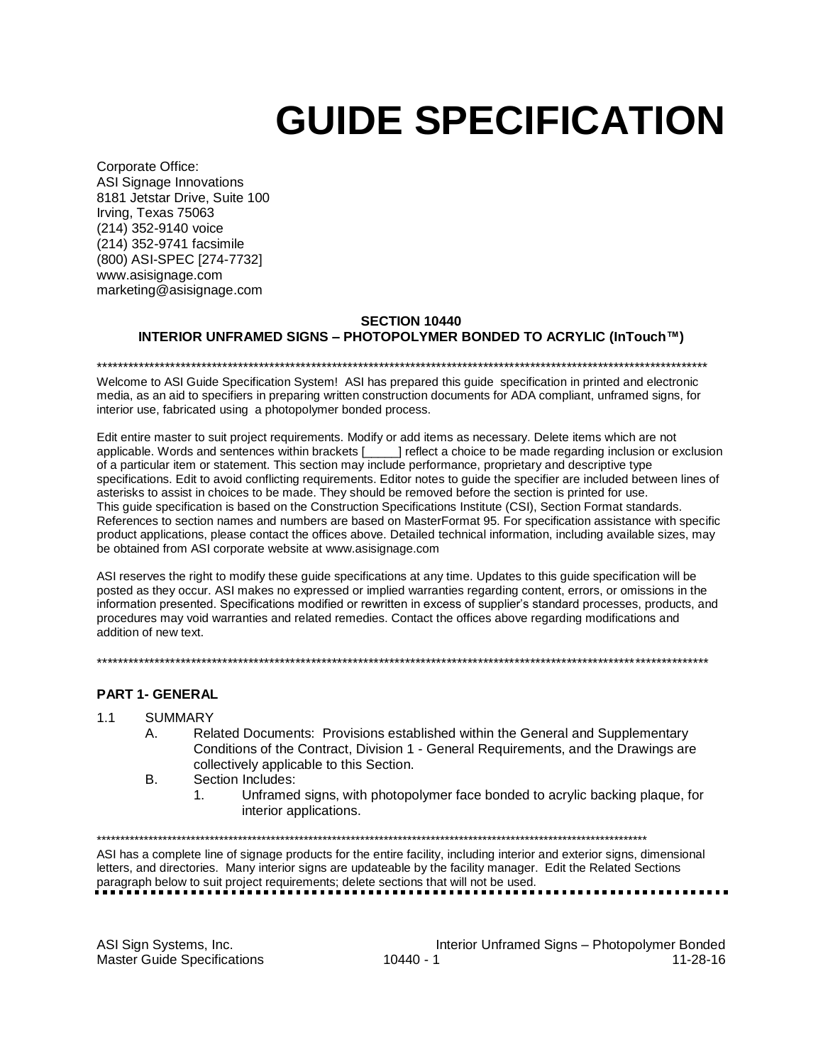# GUIDE SPECIFICATION

Corporate Office:
ASI Signage Innovations
8181 Jetstar Drive, Suite 100
Irving, Texas 75063
(214) 352-9140 voice
(214) 352-9741 facsimile
(800) ASI-SPEC [274-7732]
www.asisignage.com
marketing@asisignage.com

**SECTION 10440**
**INTERIOR UNFRAMED SIGNS – PHOTOPOLYMER BONDED TO ACRYLIC (InTouch™)**

*************************************************************************************************************************

Welcome to ASI Guide Specification System! ASI has prepared this guide specification in printed and electronic media, as an aid to specifiers in preparing written construction documents for ADA compliant, unframed signs, for interior use, fabricated using a photopolymer bonded process.

Edit entire master to suit project requirements. Modify or add items as necessary. Delete items which are not applicable. Words and sentences within brackets [_____] reflect a choice to be made regarding inclusion or exclusion of a particular item or statement. This section may include performance, proprietary and descriptive type specifications. Edit to avoid conflicting requirements. Editor notes to guide the specifier are included between lines of asterisks to assist in choices to be made. They should be removed before the section is printed for use.
This guide specification is based on the Construction Specifications Institute (CSI), Section Format standards. References to section names and numbers are based on MasterFormat 95. For specification assistance with specific product applications, please contact the offices above. Detailed technical information, including available sizes, may be obtained from ASI corporate website at www.asisignage.com

ASI reserves the right to modify these guide specifications at any time. Updates to this guide specification will be posted as they occur. ASI makes no expressed or implied warranties regarding content, errors, or omissions in the information presented. Specifications modified or rewritten in excess of supplier's standard processes, products, and procedures may void warranties and related remedies. Contact the offices above regarding modifications and addition of new text.

*************************************************************************************************************************

## PART 1- GENERAL

1.1 SUMMARY

A. Related Documents: Provisions established within the General and Supplementary Conditions of the Contract, Division 1 - General Requirements, and the Drawings are collectively applicable to this Section.

B. Section Includes:

1. Unframed signs, with photopolymer face bonded to acrylic backing plaque, for interior applications.

*************************************************************************************************************************

ASI has a complete line of signage products for the entire facility, including interior and exterior signs, dimensional letters, and directories. Many interior signs are updateable by the facility manager. Edit the Related Sections paragraph below to suit project requirements; delete sections that will not be used.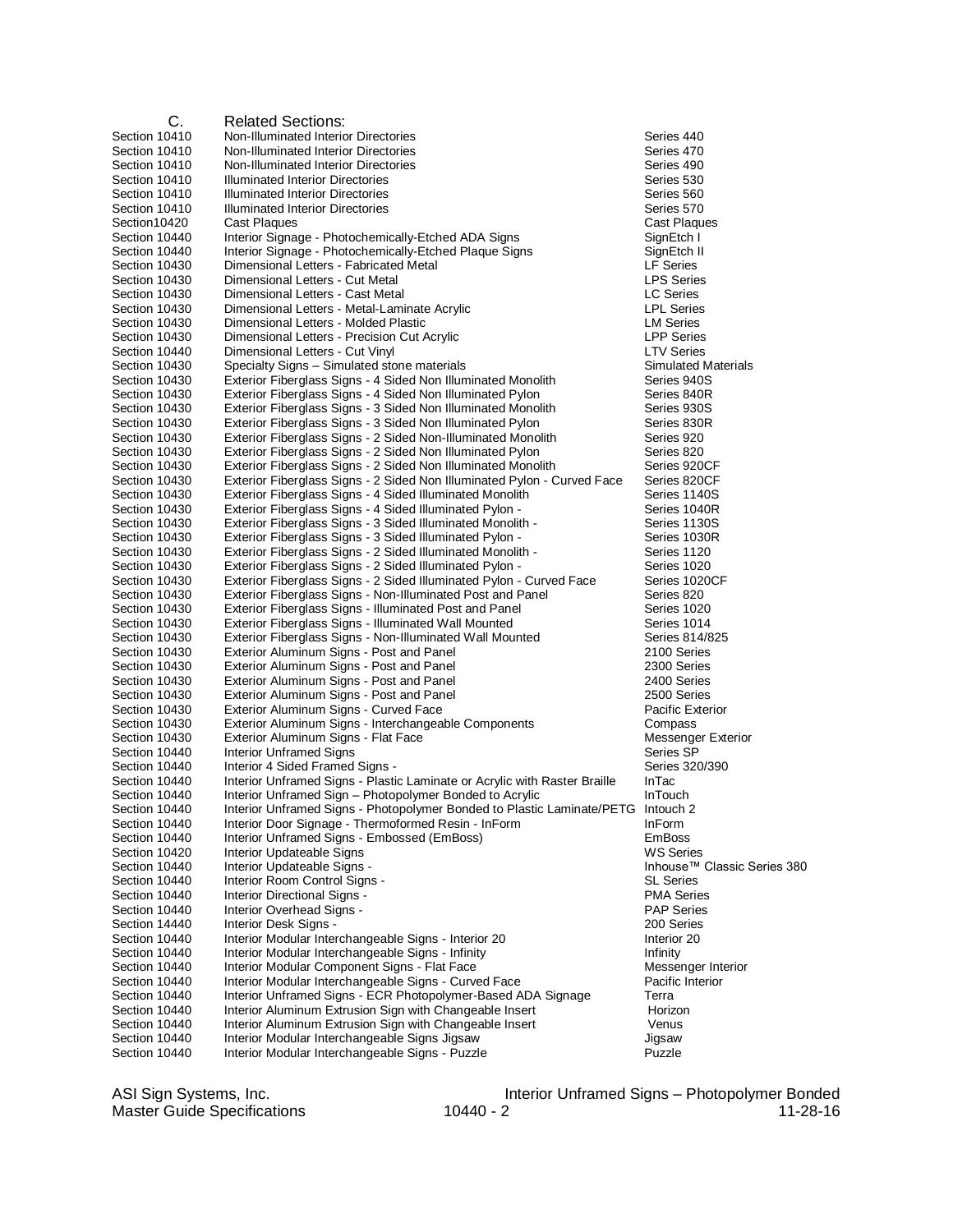C. Related Sections:

| | | |
|---|---|---|
| Section 10410 | Non-Illuminated Interior Directories | Series 440 |
| Section 10410 | Non-Illuminated Interior Directories | Series 470 |
| Section 10410 | Non-Illuminated Interior Directories | Series 490 |
| Section 10410 | Illuminated Interior Directories | Series 530 |
| Section 10410 | Illuminated Interior Directories | Series 560 |
| Section 10410 | Illuminated Interior Directories | Series 570 |
| Section10420 | Cast Plaques | Cast Plaques |
| Section 10440 | Interior Signage - Photochemically-Etched ADA Signs | SignEtch I |
| Section 10440 | Interior Signage - Photochemically-Etched Plaque Signs | SignEtch II |
| Section 10430 | Dimensional Letters - Fabricated Metal | LF Series |
| Section 10430 | Dimensional Letters - Cut Metal | LPS Series |
| Section 10430 | Dimensional Letters - Cast Metal | LC Series |
| Section 10430 | Dimensional Letters - Metal-Laminate Acrylic | LPL Series |
| Section 10430 | Dimensional Letters - Molded Plastic | LM Series |
| Section 10430 | Dimensional Letters - Precision Cut Acrylic | LPP Series |
| Section 10440 | Dimensional Letters - Cut Vinyl | LTV Series |
| Section 10430 | Specialty Signs – Simulated stone materials | Simulated Materials |
| Section 10430 | Exterior Fiberglass Signs - 4 Sided Non Illuminated Monolith | Series 940S |
| Section 10430 | Exterior Fiberglass Signs - 4 Sided Non Illuminated Pylon | Series 840R |
| Section 10430 | Exterior Fiberglass Signs - 3 Sided Non Illuminated Monolith | Series 930S |
| Section 10430 | Exterior Fiberglass Signs - 3 Sided Non Illuminated Pylon | Series 830R |
| Section 10430 | Exterior Fiberglass Signs - 2 Sided Non-Illuminated Monolith | Series 920 |
| Section 10430 | Exterior Fiberglass Signs - 2 Sided Non Illuminated Pylon | Series 820 |
| Section 10430 | Exterior Fiberglass Signs - 2 Sided Non Illuminated Monolith | Series 920CF |
| Section 10430 | Exterior Fiberglass Signs - 2 Sided Non Illuminated Pylon - Curved Face | Series 820CF |
| Section 10430 | Exterior Fiberglass Signs - 4 Sided Illuminated Monolith | Series 1140S |
| Section 10430 | Exterior Fiberglass Signs - 4 Sided Illuminated Pylon - | Series 1040R |
| Section 10430 | Exterior Fiberglass Signs - 3 Sided Illuminated Monolith - | Series 1130S |
| Section 10430 | Exterior Fiberglass Signs - 3 Sided Illuminated Pylon - | Series 1030R |
| Section 10430 | Exterior Fiberglass Signs - 2 Sided Illuminated Monolith - | Series 1120 |
| Section 10430 | Exterior Fiberglass Signs - 2 Sided Illuminated Pylon - | Series 1020 |
| Section 10430 | Exterior Fiberglass Signs - 2 Sided Illuminated Pylon - Curved Face | Series 1020CF |
| Section 10430 | Exterior Fiberglass Signs - Non-Illuminated Post and Panel | Series 820 |
| Section 10430 | Exterior Fiberglass Signs - Illuminated Post and Panel | Series 1020 |
| Section 10430 | Exterior Fiberglass Signs - Illuminated Wall Mounted | Series 1014 |
| Section 10430 | Exterior Fiberglass Signs - Non-Illuminated Wall Mounted | Series 814/825 |
| Section 10430 | Exterior Aluminum Signs - Post and Panel | 2100 Series |
| Section 10430 | Exterior Aluminum Signs - Post and Panel | 2300 Series |
| Section 10430 | Exterior Aluminum Signs - Post and Panel | 2400 Series |
| Section 10430 | Exterior Aluminum Signs - Post and Panel | 2500 Series |
| Section 10430 | Exterior Aluminum Signs - Curved Face | Pacific Exterior |
| Section 10430 | Exterior Aluminum Signs - Interchangeable Components | Compass |
| Section 10430 | Exterior Aluminum Signs - Flat Face | Messenger Exterior |
| Section 10440 | Interior Unframed Signs | Series SP |
| Section 10440 | Interior 4 Sided Framed Signs - | Series 320/390 |
| Section 10440 | Interior Unframed Signs - Plastic Laminate or Acrylic with Raster Braille | InTac |
| Section 10440 | Interior Unframed Sign – Photopolymer Bonded to Acrylic | InTouch |
| Section 10440 | Interior Unframed Signs - Photopolymer Bonded to Plastic Laminate/PETG | Intouch 2 |
| Section 10440 | Interior Door Signage - Thermoformed Resin - InForm | InForm |
| Section 10440 | Interior Unframed Signs - Embossed (EmBoss) | EmBoss |
| Section 10420 | Interior Updateable Signs | WS Series |
| Section 10440 | Interior Updateable Signs - | Inhouse™ Classic Series 380 |
| Section 10440 | Interior Room Control Signs - | SL Series |
| Section 10440 | Interior Directional Signs - | PMA Series |
| Section 10440 | Interior Overhead Signs - | PAP Series |
| Section 14440 | Interior Desk Signs - | 200 Series |
| Section 10440 | Interior Modular Interchangeable Signs - Interior 20 | Interior 20 |
| Section 10440 | Interior Modular Interchangeable Signs - Infinity | Infinity |
| Section 10440 | Interior Modular Component Signs - Flat Face | Messenger Interior |
| Section 10440 | Interior Modular Interchangeable Signs - Curved Face | Pacific Interior |
| Section 10440 | Interior Unframed Signs - ECR Photopolymer-Based ADA Signage | Terra |
| Section 10440 | Interior Aluminum Extrusion Sign with Changeable Insert | Horizon |
| Section 10440 | Interior Aluminum Extrusion Sign with Changeable Insert | Venus |
| Section 10440 | Interior Modular Interchangeable Signs Jigsaw | Jigsaw |
| Section 10440 | Interior Modular Interchangeable Signs - Puzzle | Puzzle |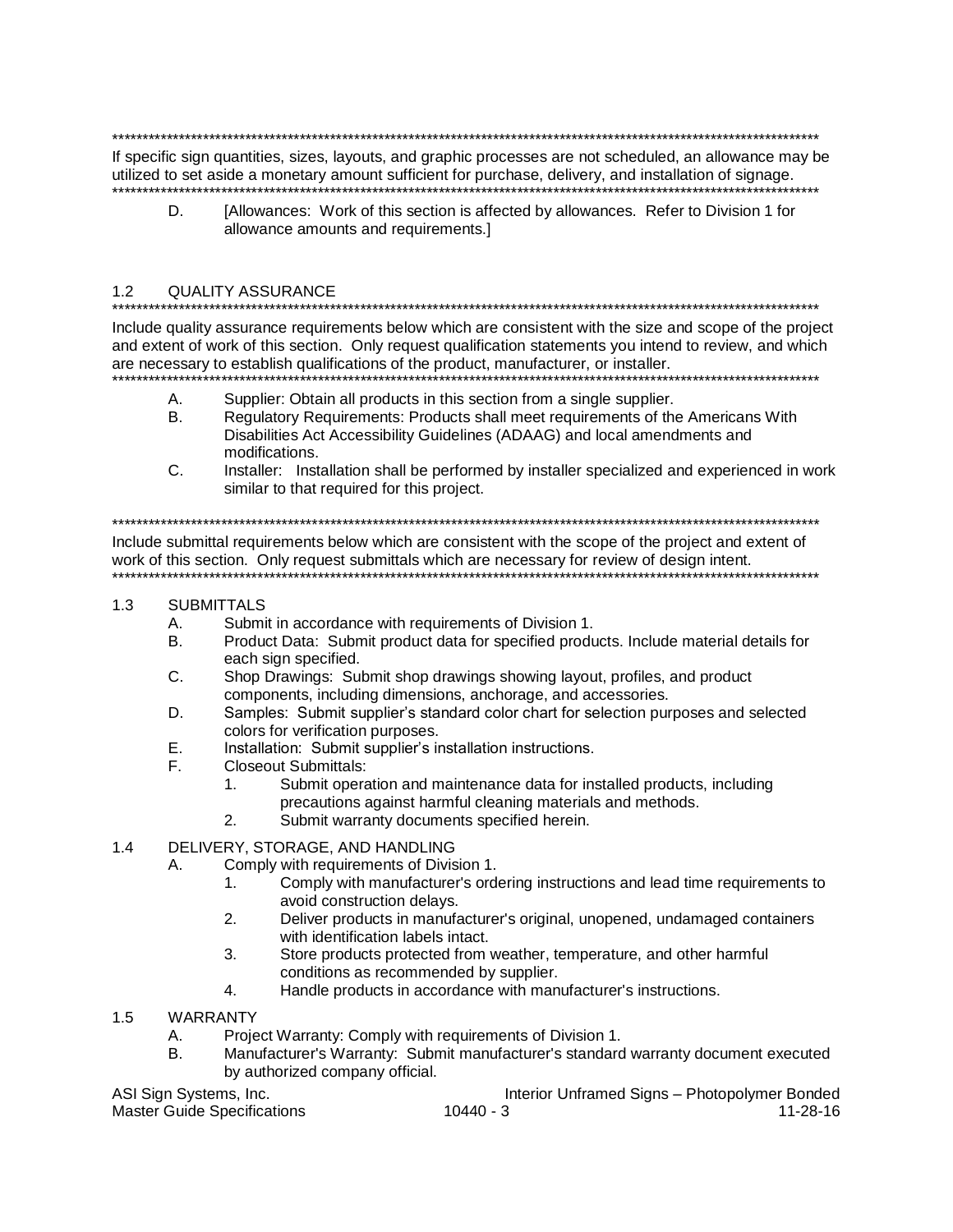************************************************************************************************************************
If specific sign quantities, sizes, layouts, and graphic processes are not scheduled, an allowance may be utilized to set aside a monetary amount sufficient for purchase, delivery, and installation of signage.
************************************************************************************************************************

D. [Allowances: Work of this section is affected by allowances. Refer to Division 1 for allowance amounts and requirements.]

## 1.2 QUALITY ASSURANCE

************************************************************************************************************************
Include quality assurance requirements below which are consistent with the size and scope of the project and extent of work of this section. Only request qualification statements you intend to review, and which are necessary to establish qualifications of the product, manufacturer, or installer.
************************************************************************************************************************

A. Supplier: Obtain all products in this section from a single supplier.
B. Regulatory Requirements: Products shall meet requirements of the Americans With Disabilities Act Accessibility Guidelines (ADAAG) and local amendments and modifications.
C. Installer: Installation shall be performed by installer specialized and experienced in work similar to that required for this project.

************************************************************************************************************************
Include submittal requirements below which are consistent with the scope of the project and extent of work of this section. Only request submittals which are necessary for review of design intent.
************************************************************************************************************************

## 1.3 SUBMITTALS

A. Submit in accordance with requirements of Division 1.
B. Product Data: Submit product data for specified products. Include material details for each sign specified.
C. Shop Drawings: Submit shop drawings showing layout, profiles, and product components, including dimensions, anchorage, and accessories.
D. Samples: Submit supplier's standard color chart for selection purposes and selected colors for verification purposes.
E. Installation: Submit supplier's installation instructions.
F. Closeout Submittals:
   1. Submit operation and maintenance data for installed products, including precautions against harmful cleaning materials and methods.
   2. Submit warranty documents specified herein.

## 1.4 DELIVERY, STORAGE, AND HANDLING

A. Comply with requirements of Division 1.
   1. Comply with manufacturer's ordering instructions and lead time requirements to avoid construction delays.
   2. Deliver products in manufacturer's original, unopened, undamaged containers with identification labels intact.
   3. Store products protected from weather, temperature, and other harmful conditions as recommended by supplier.
   4. Handle products in accordance with manufacturer's instructions.

## 1.5 WARRANTY

A. Project Warranty: Comply with requirements of Division 1.
B. Manufacturer's Warranty: Submit manufacturer's standard warranty document executed by authorized company official.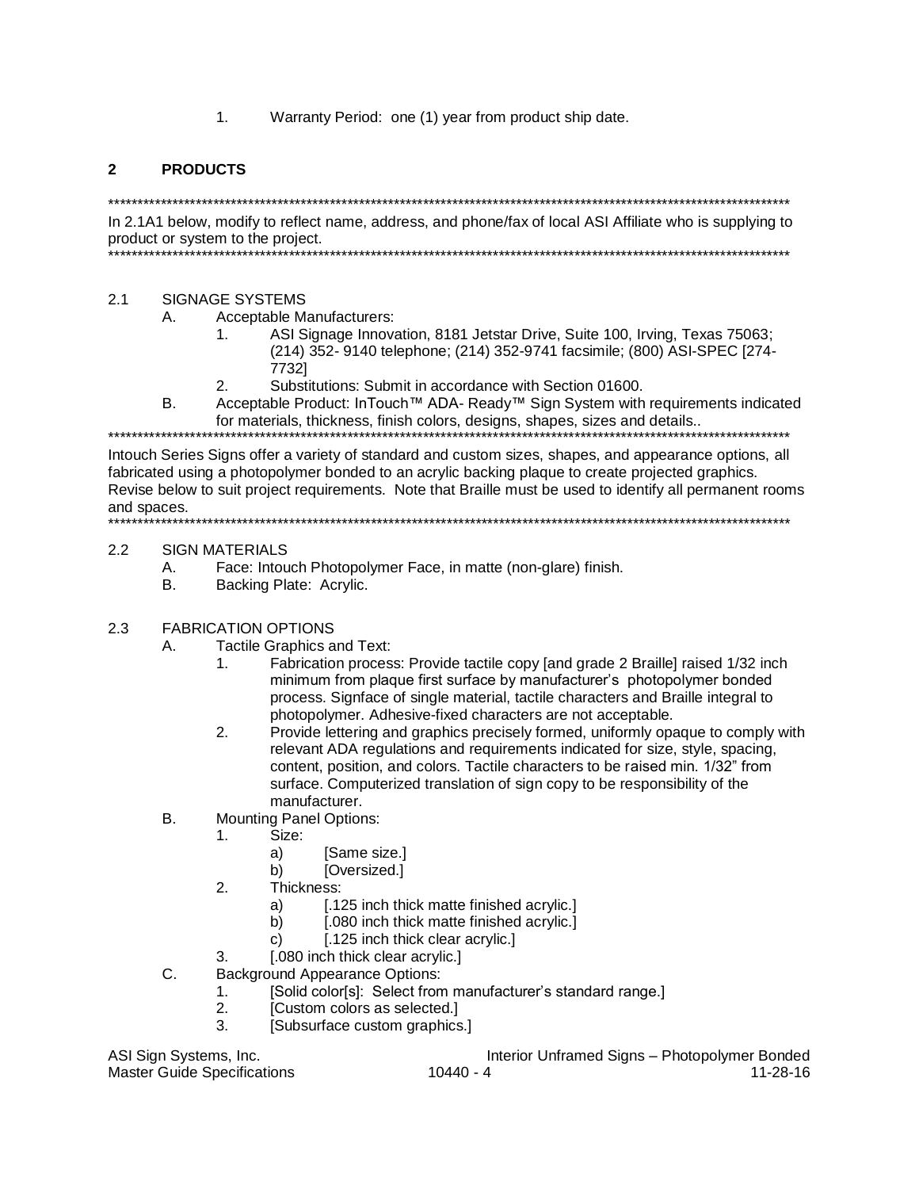1. Warranty Period: one (1) year from product ship date.

## 2 PRODUCTS

*******************************************************************************************************************
In 2.1A1 below, modify to reflect name, address, and phone/fax of local ASI Affiliate who is supplying to product or system to the project.
*******************************************************************************************************************

### 2.1 SIGNAGE SYSTEMS

A. Acceptable Manufacturers:
   1. ASI Signage Innovation, 8181 Jetstar Drive, Suite 100, Irving, Texas 75063; (214) 352- 9140 telephone; (214) 352-9741 facsimile; (800) ASI-SPEC [274-7732]
   2. Substitutions: Submit in accordance with Section 01600.

B. Acceptable Product: InTouch™ ADA- Ready™ Sign System with requirements indicated for materials, thickness, finish colors, designs, shapes, sizes and details..

*******************************************************************************************************************
Intouch Series Signs offer a variety of standard and custom sizes, shapes, and appearance options, all fabricated using a photopolymer bonded to an acrylic backing plaque to create projected graphics. Revise below to suit project requirements. Note that Braille must be used to identify all permanent rooms and spaces.
*******************************************************************************************************************

### 2.2 SIGN MATERIALS

A. Face: Intouch Photopolymer Face, in matte (non-glare) finish.

B. Backing Plate: Acrylic.

### 2.3 FABRICATION OPTIONS

A. Tactile Graphics and Text:
   1. Fabrication process: Provide tactile copy [and grade 2 Braille] raised 1/32 inch minimum from plaque first surface by manufacturer's photopolymer bonded process. Signface of single material, tactile characters and Braille integral to photopolymer. Adhesive-fixed characters are not acceptable.
   2. Provide lettering and graphics precisely formed, uniformly opaque to comply with relevant ADA regulations and requirements indicated for size, style, spacing, content, position, and colors. Tactile characters to be raised min. 1/32" from surface. Computerized translation of sign copy to be responsibility of the manufacturer.

B. Mounting Panel Options:
   1. Size:
      a) [Same size.]
      b) [Oversized.]
   2. Thickness:
      a) [.125 inch thick matte finished acrylic.]
      b) [.080 inch thick matte finished acrylic.]
      c) [.125 inch thick clear acrylic.]
   3. [.080 inch thick clear acrylic.]

C. Background Appearance Options:
   1. [Solid color[s]: Select from manufacturer's standard range.]
   2. [Custom colors as selected.]
   3. [Subsurface custom graphics.]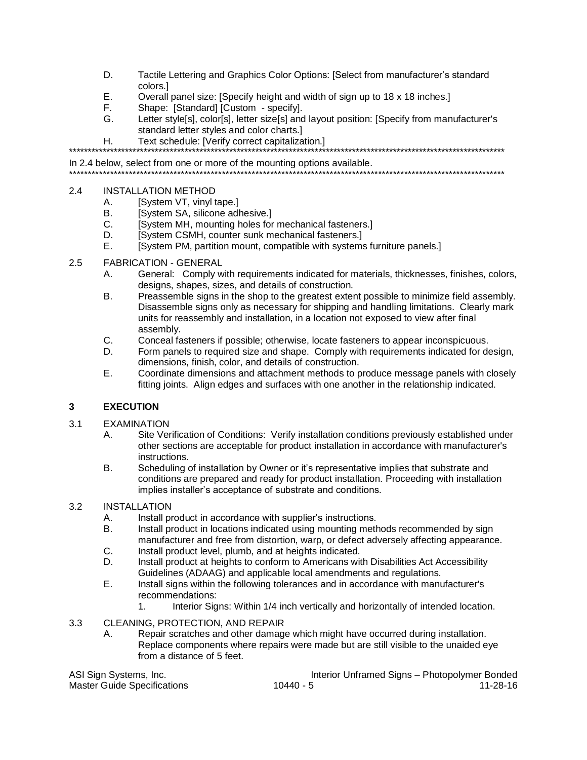D. Tactile Lettering and Graphics Color Options: [Select from manufacturer's standard colors.]

E. Overall panel size: [Specify height and width of sign up to 18 x 18 inches.]

F. Shape: [Standard] [Custom - specify].

G. Letter style[s], color[s], letter size[s] and layout position: [Specify from manufacturer's standard letter styles and color charts.]

H. Text schedule: [Verify correct capitalization.]

**************************************************************************************************************************

In 2.4 below, select from one or more of the mounting options available.

**************************************************************************************************************************

### 2.4 INSTALLATION METHOD

A. [System VT, vinyl tape.]

B. [System SA, silicone adhesive.]

C. [System MH, mounting holes for mechanical fasteners.]

D. [System CSMH, counter sunk mechanical fasteners.]

E. [System PM, partition mount, compatible with systems furniture panels.]

### 2.5 FABRICATION - GENERAL

A. General: Comply with requirements indicated for materials, thicknesses, finishes, colors, designs, shapes, sizes, and details of construction.

B. Preassemble signs in the shop to the greatest extent possible to minimize field assembly. Disassemble signs only as necessary for shipping and handling limitations. Clearly mark units for reassembly and installation, in a location not exposed to view after final assembly.

C. Conceal fasteners if possible; otherwise, locate fasteners to appear inconspicuous.

D. Form panels to required size and shape. Comply with requirements indicated for design, dimensions, finish, color, and details of construction.

E. Coordinate dimensions and attachment methods to produce message panels with closely fitting joints. Align edges and surfaces with one another in the relationship indicated.

## 3 EXECUTION

### 3.1 EXAMINATION

A. Site Verification of Conditions: Verify installation conditions previously established under other sections are acceptable for product installation in accordance with manufacturer's instructions.

B. Scheduling of installation by Owner or it's representative implies that substrate and conditions are prepared and ready for product installation. Proceeding with installation implies installer's acceptance of substrate and conditions.

### 3.2 INSTALLATION

A. Install product in accordance with supplier's instructions.

B. Install product in locations indicated using mounting methods recommended by sign manufacturer and free from distortion, warp, or defect adversely affecting appearance.

C. Install product level, plumb, and at heights indicated.

D. Install product at heights to conform to Americans with Disabilities Act Accessibility Guidelines (ADAAG) and applicable local amendments and regulations.

E. Install signs within the following tolerances and in accordance with manufacturer's recommendations:

1. Interior Signs: Within 1/4 inch vertically and horizontally of intended location.

### 3.3 CLEANING, PROTECTION, AND REPAIR

A. Repair scratches and other damage which might have occurred during installation. Replace components where repairs were made but are still visible to the unaided eye from a distance of 5 feet.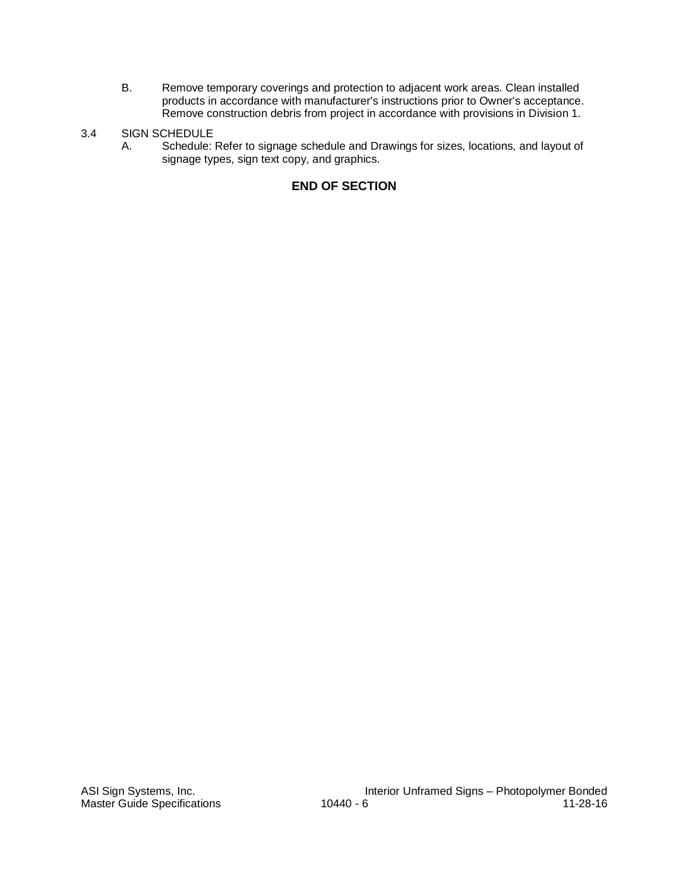B. Remove temporary coverings and protection to adjacent work areas. Clean installed products in accordance with manufacturer's instructions prior to Owner's acceptance. Remove construction debris from project in accordance with provisions in Division 1.

3.4 SIGN SCHEDULE

A. Schedule: Refer to signage schedule and Drawings for sizes, locations, and layout of signage types, sign text copy, and graphics.

**END OF SECTION**